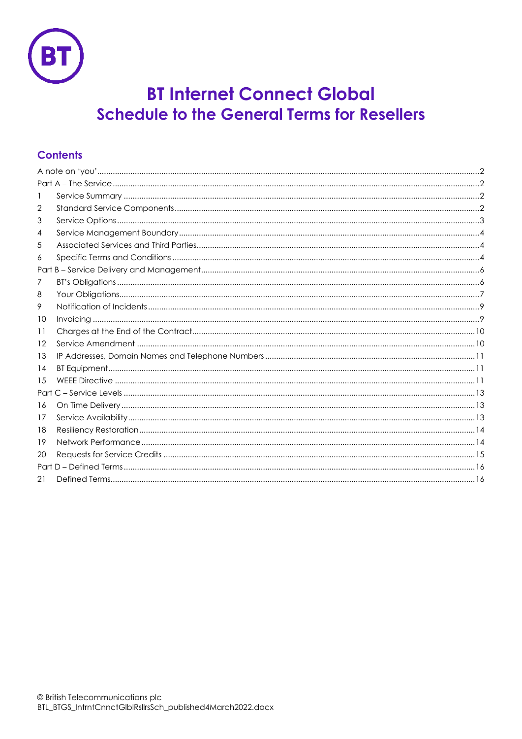# BT Internet Connect Global
## Schedule to the General Terms for Resellers

### Contents

| | | |
|---|---|---|
| A note on 'you' | | 2 |
| Part A – The Service | | 2 |
| 1 | Service Summary | 2 |
| 2 | Standard Service Components | 2 |
| 3 | Service Options | 3 |
| 4 | Service Management Boundary | 4 |
| 5 | Associated Services and Third Parties | 4 |
| 6 | Specific Terms and Conditions | 4 |
| Part B – Service Delivery and Management | | 6 |
| 7 | BT's Obligations | 6 |
| 8 | Your Obligations | 7 |
| 9 | Notification of Incidents | 9 |
| 10 | Invoicing | 9 |
| 11 | Charges at the End of the Contract | 10 |
| 12 | Service Amendment | 10 |
| 13 | IP Addresses, Domain Names and Telephone Numbers | 11 |
| 14 | BT Equipment | 11 |
| 15 | WEEE Directive | 11 |
| Part C – Service Levels | | 13 |
| 16 | On Time Delivery | 13 |
| 17 | Service Availability | 13 |
| 18 | Resiliency Restoration | 14 |
| 19 | Network Performance | 14 |
| 20 | Requests for Service Credits | 15 |
| Part D – Defined Terms | | 16 |
| 21 | Defined Terms | 16 |

© British Telecommunications plc
BTL_BTGS_IntrntCnnctGlblRsllrsSch_published4March2022.docx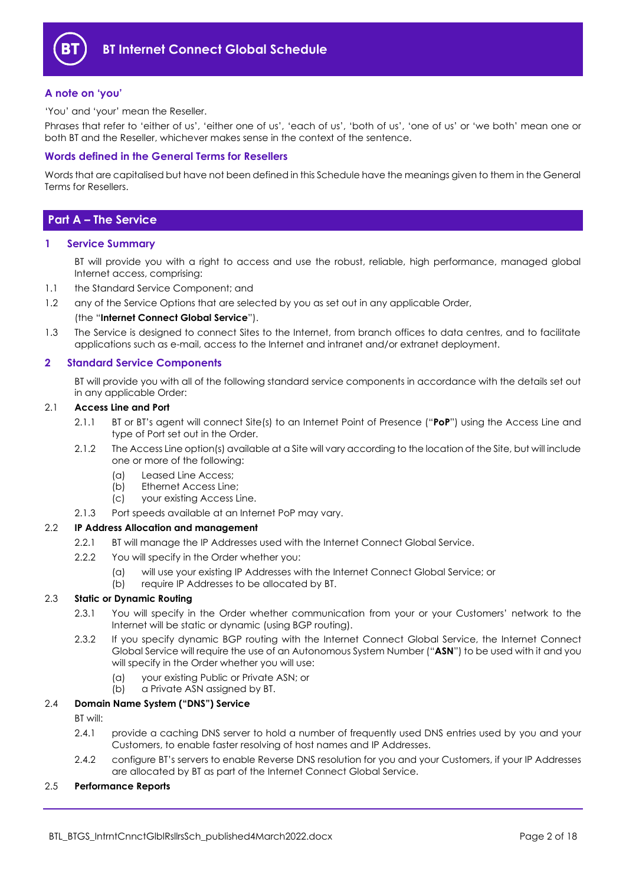# BT Internet Connect Global Schedule

### A note on 'you'

'You' and 'your' mean the Reseller.

Phrases that refer to 'either of us', 'either one of us', 'each of us', 'both of us', 'one of us' or 'we both' mean one or both BT and the Reseller, whichever makes sense in the context of the sentence.

### Words defined in the General Terms for Resellers

Words that are capitalised but have not been defined in this Schedule have the meanings given to them in the General Terms for Resellers.

## Part A – The Service

### 1 Service Summary

BT will provide you with a right to access and use the robust, reliable, high performance, managed global Internet access, comprising:

1.1 the Standard Service Component; and

1.2 any of the Service Options that are selected by you as set out in any applicable Order,

(the "**Internet Connect Global Service**").

1.3 The Service is designed to connect Sites to the Internet, from branch offices to data centres, and to facilitate applications such as e-mail, access to the Internet and intranet and/or extranet deployment.

### 2 Standard Service Components

BT will provide you with all of the following standard service components in accordance with the details set out in any applicable Order:

2.1 **Access Line and Port**

2.1.1 BT or BT's agent will connect Site(s) to an Internet Point of Presence ("**PoP**") using the Access Line and type of Port set out in the Order.

2.1.2 The Access Line option(s) available at a Site will vary according to the location of the Site, but will include one or more of the following:

(a) Leased Line Access;
(b) Ethernet Access Line;
(c) your existing Access Line.

2.1.3 Port speeds available at an Internet PoP may vary.

2.2 **IP Address Allocation and management**

2.2.1 BT will manage the IP Addresses used with the Internet Connect Global Service.

2.2.2 You will specify in the Order whether you:

(a) will use your existing IP Addresses with the Internet Connect Global Service; or
(b) require IP Addresses to be allocated by BT.

2.3 **Static or Dynamic Routing**

2.3.1 You will specify in the Order whether communication from your or your Customers' network to the Internet will be static or dynamic (using BGP routing).

2.3.2 If you specify dynamic BGP routing with the Internet Connect Global Service, the Internet Connect Global Service will require the use of an Autonomous System Number ("**ASN**") to be used with it and you will specify in the Order whether you will use:

(a) your existing Public or Private ASN; or
(b) a Private ASN assigned by BT.

2.4 **Domain Name System ("DNS") Service**

BT will:

2.4.1 provide a caching DNS server to hold a number of frequently used DNS entries used by you and your Customers, to enable faster resolving of host names and IP Addresses.

2.4.2 configure BT's servers to enable Reverse DNS resolution for you and your Customers, if your IP Addresses are allocated by BT as part of the Internet Connect Global Service.

2.5 **Performance Reports**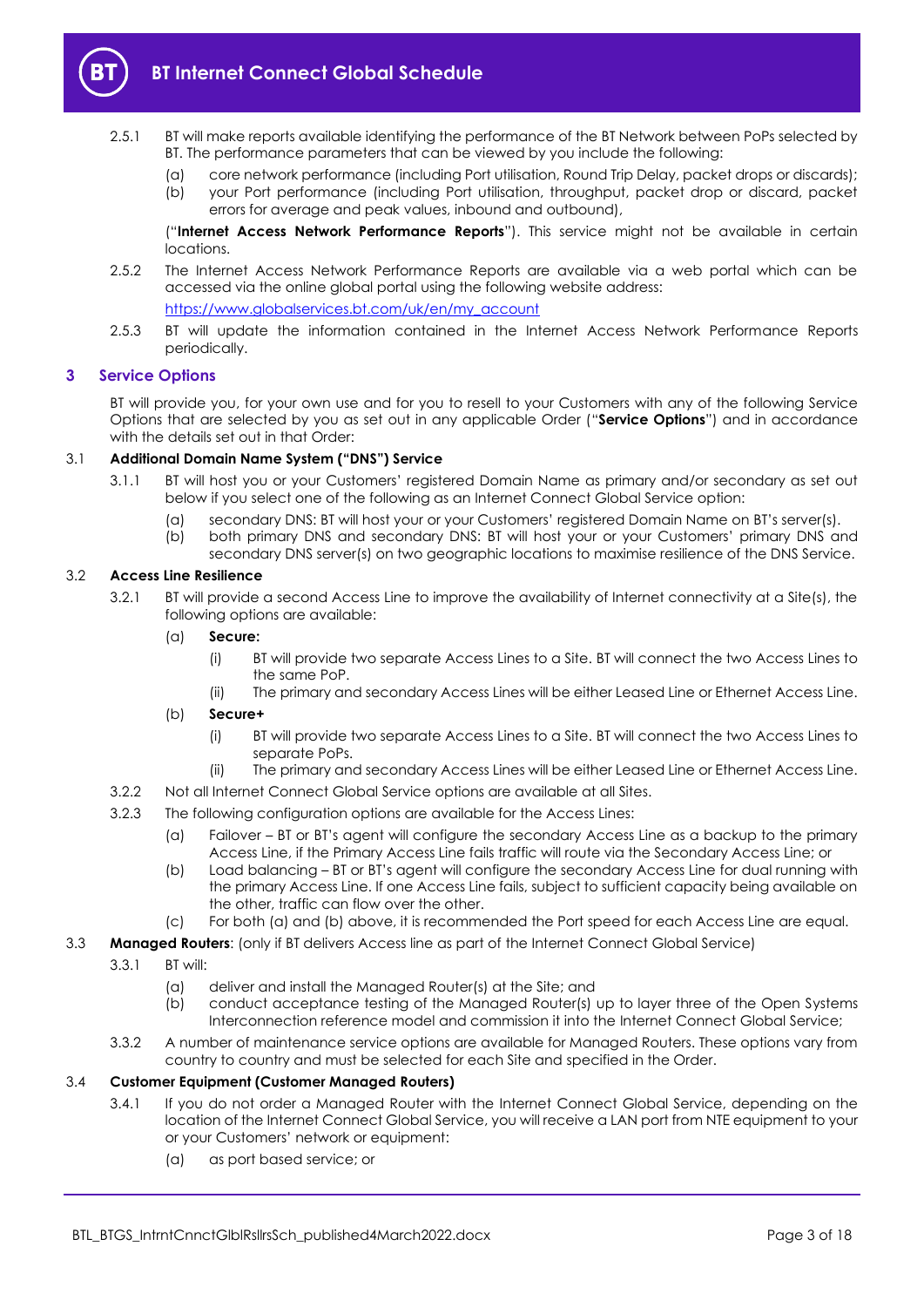2.5.1 BT will make reports available identifying the performance of the BT Network between PoPs selected by BT. The performance parameters that can be viewed by you include the following:

(a) core network performance (including Port utilisation, Round Trip Delay, packet drops or discards);

(b) your Port performance (including Port utilisation, throughput, packet drop or discard, packet errors for average and peak values, inbound and outbound),

("**Internet Access Network Performance Reports**"). This service might not be available in certain locations.

2.5.2 The Internet Access Network Performance Reports are available via a web portal which can be accessed via the online global portal using the following website address:

[https://www.globalservices.bt.com/uk/en/my_account](https://www.globalservices.bt.com/uk/en/my_account)

2.5.3 BT will update the information contained in the Internet Access Network Performance Reports periodically.

## 3 Service Options

BT will provide you, for your own use and for you to resell to your Customers with any of the following Service Options that are selected by you as set out in any applicable Order ("**Service Options**") and in accordance with the details set out in that Order:

### 3.1 Additional Domain Name System ("DNS") Service

3.1.1 BT will host you or your Customers' registered Domain Name as primary and/or secondary as set out below if you select one of the following as an Internet Connect Global Service option:

(a) secondary DNS: BT will host your or your Customers' registered Domain Name on BT's server(s).

(b) both primary DNS and secondary DNS: BT will host your or your Customers' primary DNS and secondary DNS server(s) on two geographic locations to maximise resilience of the DNS Service.

### 3.2 Access Line Resilience

3.2.1 BT will provide a second Access Line to improve the availability of Internet connectivity at a Site(s), the following options are available:

(a) **Secure:**

(i) BT will provide two separate Access Lines to a Site. BT will connect the two Access Lines to the same PoP.

(ii) The primary and secondary Access Lines will be either Leased Line or Ethernet Access Line.

(b) **Secure+**

(i) BT will provide two separate Access Lines to a Site. BT will connect the two Access Lines to separate PoPs.

(ii) The primary and secondary Access Lines will be either Leased Line or Ethernet Access Line.

3.2.2 Not all Internet Connect Global Service options are available at all Sites.

3.2.3 The following configuration options are available for the Access Lines:

(a) Failover – BT or BT's agent will configure the secondary Access Line as a backup to the primary Access Line, if the Primary Access Line fails traffic will route via the Secondary Access Line; or

(b) Load balancing – BT or BT's agent will configure the secondary Access Line for dual running with the primary Access Line. If one Access Line fails, subject to sufficient capacity being available on the other, traffic can flow over the other.

(c) For both (a) and (b) above, it is recommended the Port speed for each Access Line are equal.

### 3.3 Managed Routers: (only if BT delivers Access line as part of the Internet Connect Global Service)

3.3.1 BT will:

(a) deliver and install the Managed Router(s) at the Site; and

(b) conduct acceptance testing of the Managed Router(s) up to layer three of the Open Systems Interconnection reference model and commission it into the Internet Connect Global Service;

3.3.2 A number of maintenance service options are available for Managed Routers. These options vary from country to country and must be selected for each Site and specified in the Order.

### 3.4 Customer Equipment (Customer Managed Routers)

3.4.1 If you do not order a Managed Router with the Internet Connect Global Service, depending on the location of the Internet Connect Global Service, you will receive a LAN port from NTE equipment to your or your Customers' network or equipment:

(a) as port based service; or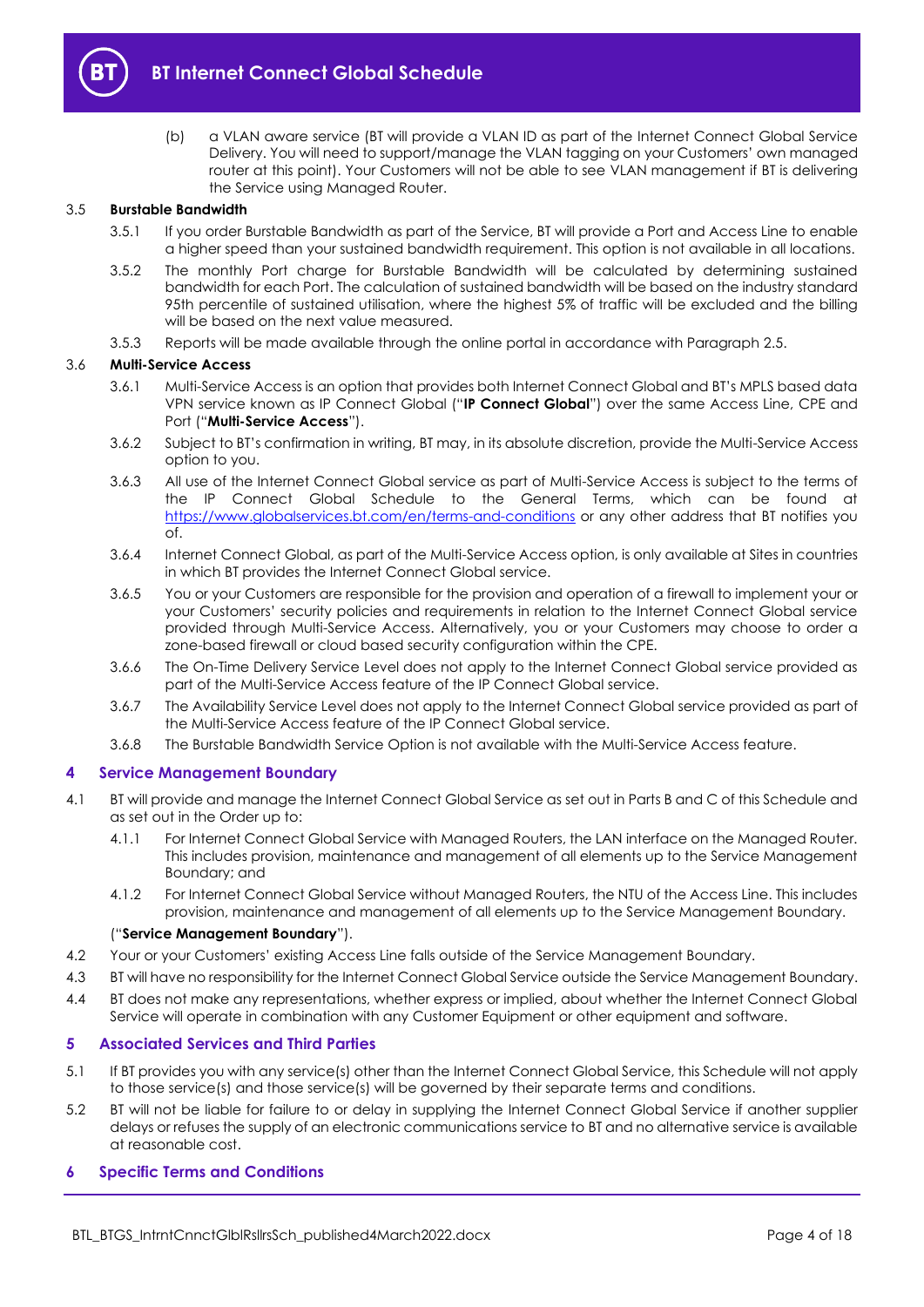(b) a VLAN aware service (BT will provide a VLAN ID as part of the Internet Connect Global Service Delivery. You will need to support/manage the VLAN tagging on your Customers' own managed router at this point). Your Customers will not be able to see VLAN management if BT is delivering the Service using Managed Router.

3.5 **Burstable Bandwidth**

3.5.1 If you order Burstable Bandwidth as part of the Service, BT will provide a Port and Access Line to enable a higher speed than your sustained bandwidth requirement. This option is not available in all locations.

3.5.2 The monthly Port charge for Burstable Bandwidth will be calculated by determining sustained bandwidth for each Port. The calculation of sustained bandwidth will be based on the industry standard 95th percentile of sustained utilisation, where the highest 5% of traffic will be excluded and the billing will be based on the next value measured.

3.5.3 Reports will be made available through the online portal in accordance with Paragraph 2.5.

3.6 **Multi-Service Access**

3.6.1 Multi-Service Access is an option that provides both Internet Connect Global and BT's MPLS based data VPN service known as IP Connect Global ("**IP Connect Global**") over the same Access Line, CPE and Port ("**Multi-Service Access**").

3.6.2 Subject to BT's confirmation in writing, BT may, in its absolute discretion, provide the Multi-Service Access option to you.

3.6.3 All use of the Internet Connect Global service as part of Multi-Service Access is subject to the terms of the IP Connect Global Schedule to the General Terms, which can be found at https://www.globalservices.bt.com/en/terms-and-conditions or any other address that BT notifies you of.

3.6.4 Internet Connect Global, as part of the Multi-Service Access option, is only available at Sites in countries in which BT provides the Internet Connect Global service.

3.6.5 You or your Customers are responsible for the provision and operation of a firewall to implement your or your Customers' security policies and requirements in relation to the Internet Connect Global service provided through Multi-Service Access. Alternatively, you or your Customers may choose to order a zone-based firewall or cloud based security configuration within the CPE.

3.6.6 The On-Time Delivery Service Level does not apply to the Internet Connect Global service provided as part of the Multi-Service Access feature of the IP Connect Global service.

3.6.7 The Availability Service Level does not apply to the Internet Connect Global service provided as part of the Multi-Service Access feature of the IP Connect Global service.

3.6.8 The Burstable Bandwidth Service Option is not available with the Multi-Service Access feature.

## 4 Service Management Boundary

4.1 BT will provide and manage the Internet Connect Global Service as set out in Parts B and C of this Schedule and as set out in the Order up to:

4.1.1 For Internet Connect Global Service with Managed Routers, the LAN interface on the Managed Router. This includes provision, maintenance and management of all elements up to the Service Management Boundary; and

4.1.2 For Internet Connect Global Service without Managed Routers, the NTU of the Access Line. This includes provision, maintenance and management of all elements up to the Service Management Boundary.

("**Service Management Boundary**").

4.2 Your or your Customers' existing Access Line falls outside of the Service Management Boundary.

4.3 BT will have no responsibility for the Internet Connect Global Service outside the Service Management Boundary.

4.4 BT does not make any representations, whether express or implied, about whether the Internet Connect Global Service will operate in combination with any Customer Equipment or other equipment and software.

## 5 Associated Services and Third Parties

5.1 If BT provides you with any service(s) other than the Internet Connect Global Service, this Schedule will not apply to those service(s) and those service(s) will be governed by their separate terms and conditions.

5.2 BT will not be liable for failure to or delay in supplying the Internet Connect Global Service if another supplier delays or refuses the supply of an electronic communications service to BT and no alternative service is available at reasonable cost.

## 6 Specific Terms and Conditions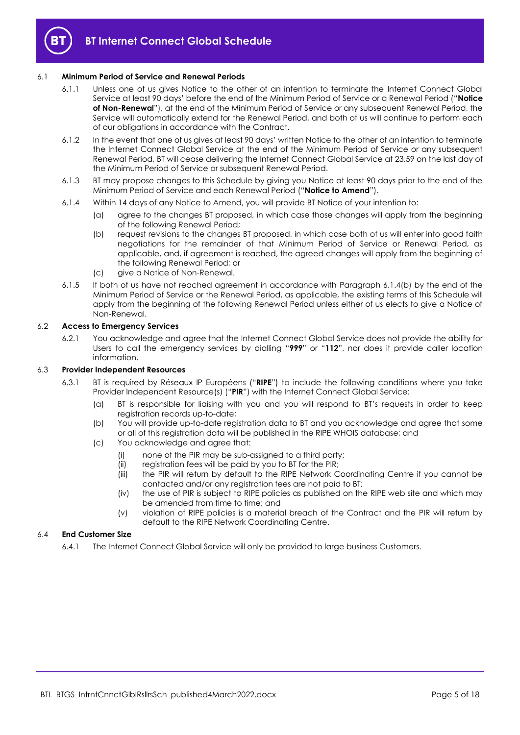### 6.1 Minimum Period of Service and Renewal Periods

6.1.1 Unless one of us gives Notice to the other of an intention to terminate the Internet Connect Global Service at least 90 days' before the end of the Minimum Period of Service or a Renewal Period ("**Notice of Non-Renewal**"), at the end of the Minimum Period of Service or any subsequent Renewal Period, the Service will automatically extend for the Renewal Period, and both of us will continue to perform each of our obligations in accordance with the Contract.

6.1.2 In the event that one of us gives at least 90 days' written Notice to the other of an intention to terminate the Internet Connect Global Service at the end of the Minimum Period of Service or any subsequent Renewal Period, BT will cease delivering the Internet Connect Global Service at 23.59 on the last day of the Minimum Period of Service or subsequent Renewal Period.

6.1.3 BT may propose changes to this Schedule by giving you Notice at least 90 days prior to the end of the Minimum Period of Service and each Renewal Period ("**Notice to Amend**").

6.1.4 Within 14 days of any Notice to Amend, you will provide BT Notice of your intention to:

(a) agree to the changes BT proposed, in which case those changes will apply from the beginning of the following Renewal Period;

(b) request revisions to the changes BT proposed, in which case both of us will enter into good faith negotiations for the remainder of that Minimum Period of Service or Renewal Period, as applicable, and, if agreement is reached, the agreed changes will apply from the beginning of the following Renewal Period; or

(c) give a Notice of Non-Renewal.

6.1.5 If both of us have not reached agreement in accordance with Paragraph 6.1.4(b) by the end of the Minimum Period of Service or the Renewal Period, as applicable, the existing terms of this Schedule will apply from the beginning of the following Renewal Period unless either of us elects to give a Notice of Non-Renewal.

### 6.2 Access to Emergency Services

6.2.1 You acknowledge and agree that the Internet Connect Global Service does not provide the ability for Users to call the emergency services by dialling "**999**" or "**112**", nor does it provide caller location information.

### 6.3 Provider Independent Resources

6.3.1 BT is required by Réseaux IP Européens ("**RIPE**") to include the following conditions where you take Provider Independent Resource(s) ("**PIR**") with the Internet Connect Global Service:

(a) BT is responsible for liaising with you and you will respond to BT's requests in order to keep registration records up-to-date;

(b) You will provide up-to-date registration data to BT and you acknowledge and agree that some or all of this registration data will be published in the RIPE WHOIS database; and

(c) You acknowledge and agree that:

(i) none of the PIR may be sub-assigned to a third party;

(ii) registration fees will be paid by you to BT for the PIR;

(iii) the PIR will return by default to the RIPE Network Coordinating Centre if you cannot be contacted and/or any registration fees are not paid to BT;

(iv) the use of PIR is subject to RIPE policies as published on the RIPE web site and which may be amended from time to time; and

(v) violation of RIPE policies is a material breach of the Contract and the PIR will return by default to the RIPE Network Coordinating Centre.

### 6.4 End Customer Size

6.4.1 The Internet Connect Global Service will only be provided to large business Customers.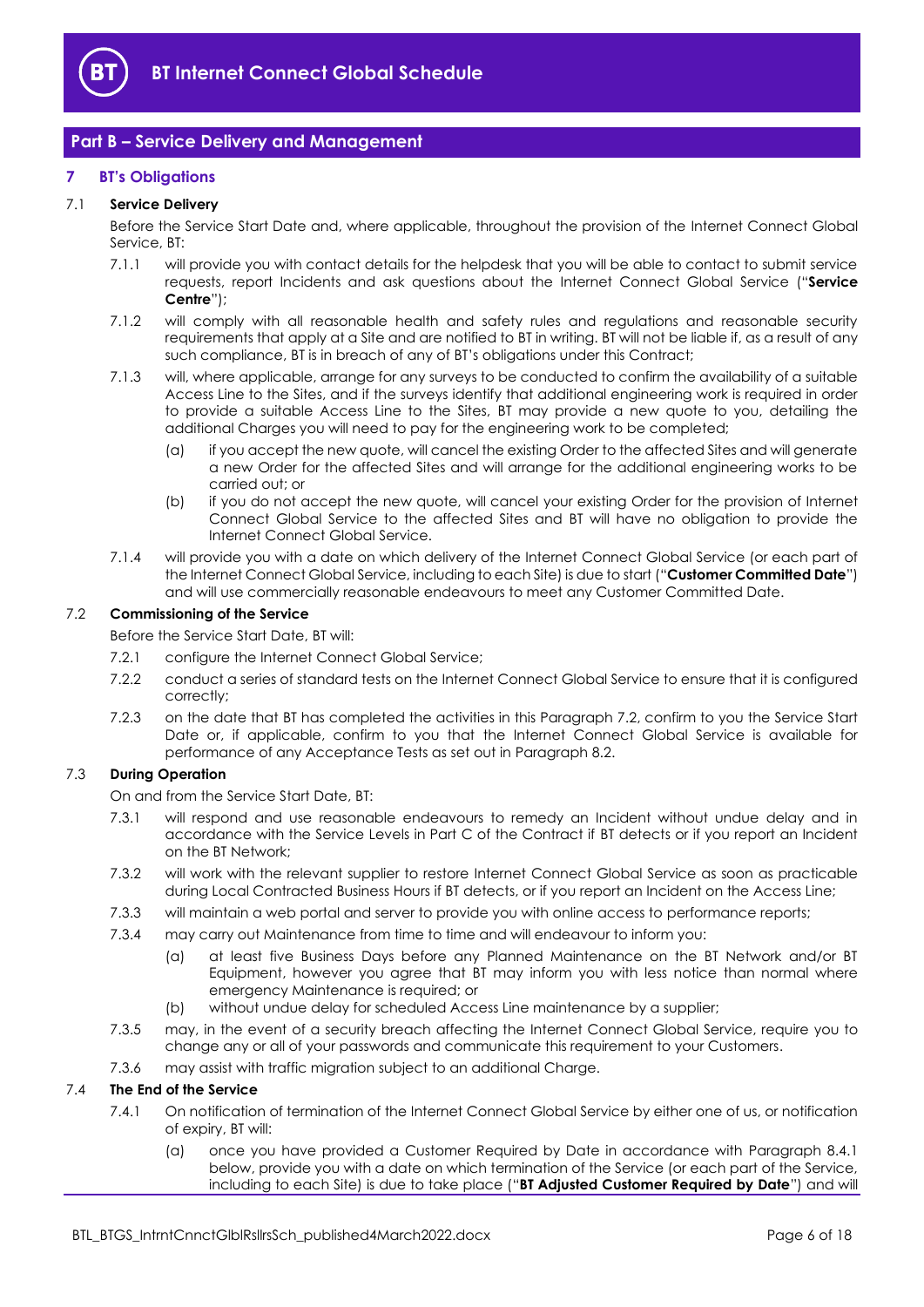## Part B – Service Delivery and Management

### 7 BT's Obligations

#### 7.1 Service Delivery

Before the Service Start Date and, where applicable, throughout the provision of the Internet Connect Global Service, BT:

7.1.1 will provide you with contact details for the helpdesk that you will be able to contact to submit service requests, report Incidents and ask questions about the Internet Connect Global Service ("**Service Centre**");

7.1.2 will comply with all reasonable health and safety rules and regulations and reasonable security requirements that apply at a Site and are notified to BT in writing. BT will not be liable if, as a result of any such compliance, BT is in breach of any of BT's obligations under this Contract;

7.1.3 will, where applicable, arrange for any surveys to be conducted to confirm the availability of a suitable Access Line to the Sites, and if the surveys identify that additional engineering work is required in order to provide a suitable Access Line to the Sites, BT may provide a new quote to you, detailing the additional Charges you will need to pay for the engineering work to be completed;

(a) if you accept the new quote, will cancel the existing Order to the affected Sites and will generate a new Order for the affected Sites and will arrange for the additional engineering works to be carried out; or

(b) if you do not accept the new quote, will cancel your existing Order for the provision of Internet Connect Global Service to the affected Sites and BT will have no obligation to provide the Internet Connect Global Service.

7.1.4 will provide you with a date on which delivery of the Internet Connect Global Service (or each part of the Internet Connect Global Service, including to each Site) is due to start ("**Customer Committed Date**") and will use commercially reasonable endeavours to meet any Customer Committed Date.

#### 7.2 Commissioning of the Service

Before the Service Start Date, BT will:

7.2.1 configure the Internet Connect Global Service;

7.2.2 conduct a series of standard tests on the Internet Connect Global Service to ensure that it is configured correctly;

7.2.3 on the date that BT has completed the activities in this Paragraph 7.2, confirm to you the Service Start Date or, if applicable, confirm to you that the Internet Connect Global Service is available for performance of any Acceptance Tests as set out in Paragraph 8.2.

#### 7.3 During Operation

On and from the Service Start Date, BT:

7.3.1 will respond and use reasonable endeavours to remedy an Incident without undue delay and in accordance with the Service Levels in Part C of the Contract if BT detects or if you report an Incident on the BT Network;

7.3.2 will work with the relevant supplier to restore Internet Connect Global Service as soon as practicable during Local Contracted Business Hours if BT detects, or if you report an Incident on the Access Line;

7.3.3 will maintain a web portal and server to provide you with online access to performance reports;

7.3.4 may carry out Maintenance from time to time and will endeavour to inform you:

(a) at least five Business Days before any Planned Maintenance on the BT Network and/or BT Equipment, however you agree that BT may inform you with less notice than normal where emergency Maintenance is required; or

(b) without undue delay for scheduled Access Line maintenance by a supplier;

7.3.5 may, in the event of a security breach affecting the Internet Connect Global Service, require you to change any or all of your passwords and communicate this requirement to your Customers.

7.3.6 may assist with traffic migration subject to an additional Charge.

#### 7.4 The End of the Service

7.4.1 On notification of termination of the Internet Connect Global Service by either one of us, or notification of expiry, BT will:

(a) once you have provided a Customer Required by Date in accordance with Paragraph 8.4.1 below, provide you with a date on which termination of the Service (or each part of the Service, including to each Site) is due to take place ("**BT Adjusted Customer Required by Date**") and will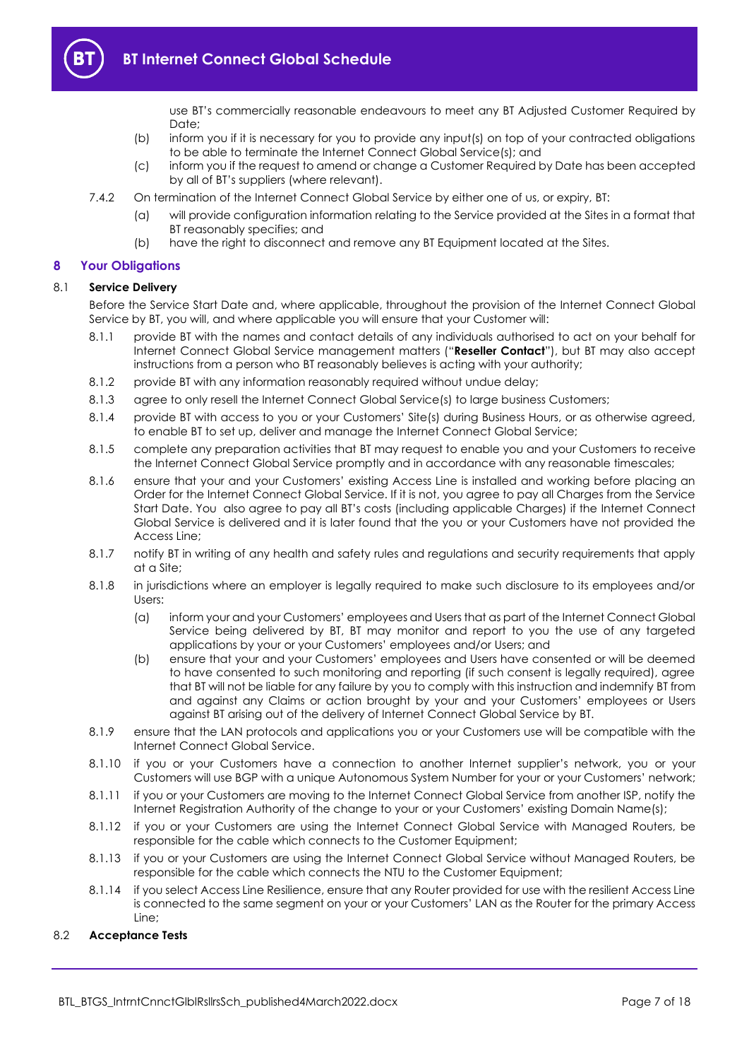use BT's commercially reasonable endeavours to meet any BT Adjusted Customer Required by Date;

(b) inform you if it is necessary for you to provide any input(s) on top of your contracted obligations to be able to terminate the Internet Connect Global Service(s); and

(c) inform you if the request to amend or change a Customer Required by Date has been accepted by all of BT's suppliers (where relevant).

7.4.2 On termination of the Internet Connect Global Service by either one of us, or expiry, BT:

(a) will provide configuration information relating to the Service provided at the Sites in a format that BT reasonably specifies; and

(b) have the right to disconnect and remove any BT Equipment located at the Sites.

## 8 Your Obligations

### 8.1 Service Delivery

Before the Service Start Date and, where applicable, throughout the provision of the Internet Connect Global Service by BT, you will, and where applicable you will ensure that your Customer will:

8.1.1 provide BT with the names and contact details of any individuals authorised to act on your behalf for Internet Connect Global Service management matters ("**Reseller Contact**"), but BT may also accept instructions from a person who BT reasonably believes is acting with your authority;

8.1.2 provide BT with any information reasonably required without undue delay;

8.1.3 agree to only resell the Internet Connect Global Service(s) to large business Customers;

8.1.4 provide BT with access to you or your Customers' Site(s) during Business Hours, or as otherwise agreed, to enable BT to set up, deliver and manage the Internet Connect Global Service;

8.1.5 complete any preparation activities that BT may request to enable you and your Customers to receive the Internet Connect Global Service promptly and in accordance with any reasonable timescales;

8.1.6 ensure that your and your Customers' existing Access Line is installed and working before placing an Order for the Internet Connect Global Service. If it is not, you agree to pay all Charges from the Service Start Date. You also agree to pay all BT's costs (including applicable Charges) if the Internet Connect Global Service is delivered and it is later found that the you or your Customers have not provided the Access Line;

8.1.7 notify BT in writing of any health and safety rules and regulations and security requirements that apply at a Site;

8.1.8 in jurisdictions where an employer is legally required to make such disclosure to its employees and/or Users:

(a) inform your and your Customers' employees and Users that as part of the Internet Connect Global Service being delivered by BT, BT may monitor and report to you the use of any targeted applications by your or your Customers' employees and/or Users; and

(b) ensure that your and your Customers' employees and Users have consented or will be deemed to have consented to such monitoring and reporting (if such consent is legally required), agree that BT will not be liable for any failure by you to comply with this instruction and indemnify BT from and against any Claims or action brought by your and your Customers' employees or Users against BT arising out of the delivery of Internet Connect Global Service by BT.

8.1.9 ensure that the LAN protocols and applications you or your Customers use will be compatible with the Internet Connect Global Service.

8.1.10 if you or your Customers have a connection to another Internet supplier's network, you or your Customers will use BGP with a unique Autonomous System Number for your or your Customers' network;

8.1.11 if you or your Customers are moving to the Internet Connect Global Service from another ISP, notify the Internet Registration Authority of the change to your or your Customers' existing Domain Name(s);

8.1.12 if you or your Customers are using the Internet Connect Global Service with Managed Routers, be responsible for the cable which connects to the Customer Equipment;

8.1.13 if you or your Customers are using the Internet Connect Global Service without Managed Routers, be responsible for the cable which connects the NTU to the Customer Equipment;

8.1.14 if you select Access Line Resilience, ensure that any Router provided for use with the resilient Access Line is connected to the same segment on your or your Customers' LAN as the Router for the primary Access Line;

### 8.2 Acceptance Tests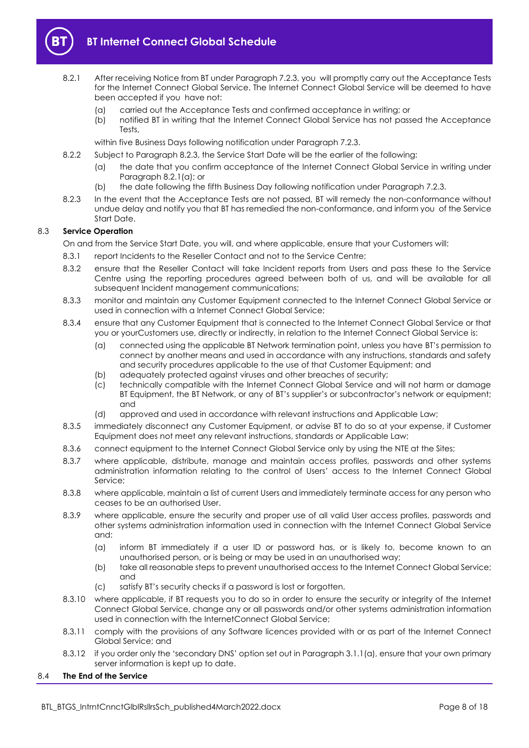8.2.1 After receiving Notice from BT under Paragraph 7.2.3, you will promptly carry out the Acceptance Tests for the Internet Connect Global Service. The Internet Connect Global Service will be deemed to have been accepted if you have not:

- (a) carried out the Acceptance Tests and confirmed acceptance in writing; or
- (b) notified BT in writing that the Internet Connect Global Service has not passed the Acceptance Tests,

within five Business Days following notification under Paragraph 7.2.3.

8.2.2 Subject to Paragraph 8.2.3, the Service Start Date will be the earlier of the following:

- (a) the date that you confirm acceptance of the Internet Connect Global Service in writing under Paragraph 8.2.1(a); or
- (b) the date following the fifth Business Day following notification under Paragraph 7.2.3.

8.2.3 In the event that the Acceptance Tests are not passed, BT will remedy the non-conformance without undue delay and notify you that BT has remedied the non-conformance, and inform you of the Service Start Date.

## 8.3 Service Operation

On and from the Service Start Date, you will, and where applicable, ensure that your Customers will:

8.3.1 report Incidents to the Reseller Contact and not to the Service Centre;

8.3.2 ensure that the Reseller Contact will take Incident reports from Users and pass these to the Service Centre using the reporting procedures agreed between both of us, and will be available for all subsequent Incident management communications;

8.3.3 monitor and maintain any Customer Equipment connected to the Internet Connect Global Service or used in connection with a Internet Connect Global Service;

8.3.4 ensure that any Customer Equipment that is connected to the Internet Connect Global Service or that you or yourCustomers use, directly or indirectly, in relation to the Internet Connect Global Service is:

- (a) connected using the applicable BT Network termination point, unless you have BT's permission to connect by another means and used in accordance with any instructions, standards and safety and security procedures applicable to the use of that Customer Equipment; and
- (b) adequately protected against viruses and other breaches of security;
- (c) technically compatible with the Internet Connect Global Service and will not harm or damage BT Equipment, the BT Network, or any of BT's supplier's or subcontractor's network or equipment; and
- (d) approved and used in accordance with relevant instructions and Applicable Law;

8.3.5 immediately disconnect any Customer Equipment, or advise BT to do so at your expense, if Customer Equipment does not meet any relevant instructions, standards or Applicable Law;

8.3.6 connect equipment to the Internet Connect Global Service only by using the NTE at the Sites;

8.3.7 where applicable, distribute, manage and maintain access profiles, passwords and other systems administration information relating to the control of Users' access to the Internet Connect Global Service;

8.3.8 where applicable, maintain a list of current Users and immediately terminate access for any person who ceases to be an authorised User.

8.3.9 where applicable, ensure the security and proper use of all valid User access profiles, passwords and other systems administration information used in connection with the Internet Connect Global Service and:

- (a) inform BT immediately if a user ID or password has, or is likely to, become known to an unauthorised person, or is being or may be used in an unauthorised way;
- (b) take all reasonable steps to prevent unauthorised access to the Internet Connect Global Service; and
- (c) satisfy BT's security checks if a password is lost or forgotten.

8.3.10 where applicable, if BT requests you to do so in order to ensure the security or integrity of the Internet Connect Global Service, change any or all passwords and/or other systems administration information used in connection with the InternetConnect Global Service;

8.3.11 comply with the provisions of any Software licences provided with or as part of the Internet Connect Global Service; and

8.3.12 if you order only the 'secondary DNS' option set out in Paragraph 3.1.1(a), ensure that your own primary server information is kept up to date.

## 8.4 The End of the Service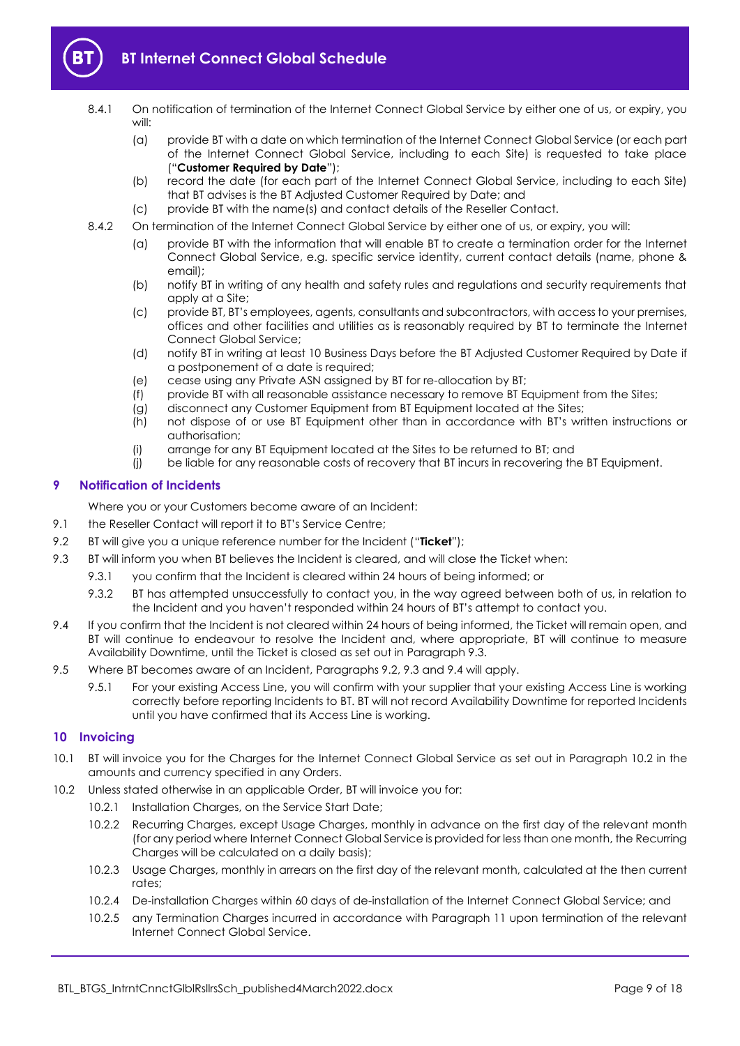8.4.1 On notification of termination of the Internet Connect Global Service by either one of us, or expiry, you will:

(a) provide BT with a date on which termination of the Internet Connect Global Service (or each part of the Internet Connect Global Service, including to each Site) is requested to take place ("**Customer Required by Date**");

(b) record the date (for each part of the Internet Connect Global Service, including to each Site) that BT advises is the BT Adjusted Customer Required by Date; and

(c) provide BT with the name(s) and contact details of the Reseller Contact.

8.4.2 On termination of the Internet Connect Global Service by either one of us, or expiry, you will:

(a) provide BT with the information that will enable BT to create a termination order for the Internet Connect Global Service, e.g. specific service identity, current contact details (name, phone & email);

(b) notify BT in writing of any health and safety rules and regulations and security requirements that apply at a Site;

(c) provide BT, BT's employees, agents, consultants and subcontractors, with access to your premises, offices and other facilities and utilities as is reasonably required by BT to terminate the Internet Connect Global Service;

(d) notify BT in writing at least 10 Business Days before the BT Adjusted Customer Required by Date if a postponement of a date is required;

(e) cease using any Private ASN assigned by BT for re-allocation by BT;

(f) provide BT with all reasonable assistance necessary to remove BT Equipment from the Sites;

(g) disconnect any Customer Equipment from BT Equipment located at the Sites;

(h) not dispose of or use BT Equipment other than in accordance with BT's written instructions or authorisation;

(i) arrange for any BT Equipment located at the Sites to be returned to BT; and

(j) be liable for any reasonable costs of recovery that BT incurs in recovering the BT Equipment.

## 9 Notification of Incidents

Where you or your Customers become aware of an Incident:

9.1 the Reseller Contact will report it to BT's Service Centre;

9.2 BT will give you a unique reference number for the Incident ("**Ticket**");

9.3 BT will inform you when BT believes the Incident is cleared, and will close the Ticket when:

9.3.1 you confirm that the Incident is cleared within 24 hours of being informed; or

9.3.2 BT has attempted unsuccessfully to contact you, in the way agreed between both of us, in relation to the Incident and you haven't responded within 24 hours of BT's attempt to contact you.

9.4 If you confirm that the Incident is not cleared within 24 hours of being informed, the Ticket will remain open, and BT will continue to endeavour to resolve the Incident and, where appropriate, BT will continue to measure Availability Downtime, until the Ticket is closed as set out in Paragraph 9.3.

9.5 Where BT becomes aware of an Incident, Paragraphs 9.2, 9.3 and 9.4 will apply.

9.5.1 For your existing Access Line, you will confirm with your supplier that your existing Access Line is working correctly before reporting Incidents to BT. BT will not record Availability Downtime for reported Incidents until you have confirmed that its Access Line is working.

## 10 Invoicing

10.1 BT will invoice you for the Charges for the Internet Connect Global Service as set out in Paragraph 10.2 in the amounts and currency specified in any Orders.

10.2 Unless stated otherwise in an applicable Order, BT will invoice you for:

10.2.1 Installation Charges, on the Service Start Date;

10.2.2 Recurring Charges, except Usage Charges, monthly in advance on the first day of the relevant month (for any period where Internet Connect Global Service is provided for less than one month, the Recurring Charges will be calculated on a daily basis);

10.2.3 Usage Charges, monthly in arrears on the first day of the relevant month, calculated at the then current rates;

10.2.4 De-installation Charges within 60 days of de-installation of the Internet Connect Global Service; and

10.2.5 any Termination Charges incurred in accordance with Paragraph 11 upon termination of the relevant Internet Connect Global Service.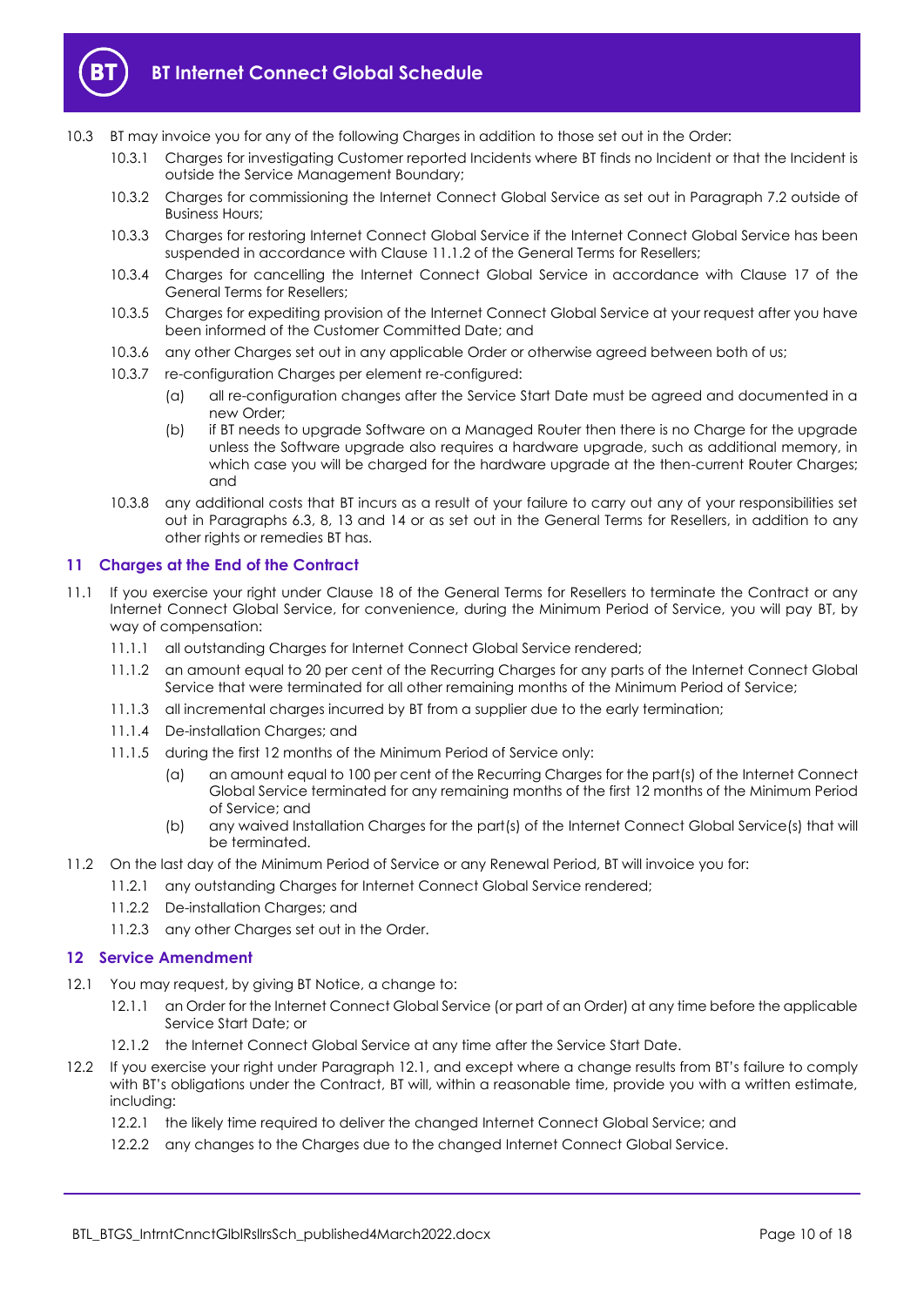10.3 BT may invoice you for any of the following Charges in addition to those set out in the Order:

10.3.1 Charges for investigating Customer reported Incidents where BT finds no Incident or that the Incident is outside the Service Management Boundary;

10.3.2 Charges for commissioning the Internet Connect Global Service as set out in Paragraph 7.2 outside of Business Hours;

10.3.3 Charges for restoring Internet Connect Global Service if the Internet Connect Global Service has been suspended in accordance with Clause 11.1.2 of the General Terms for Resellers;

10.3.4 Charges for cancelling the Internet Connect Global Service in accordance with Clause 17 of the General Terms for Resellers;

10.3.5 Charges for expediting provision of the Internet Connect Global Service at your request after you have been informed of the Customer Committed Date; and

10.3.6 any other Charges set out in any applicable Order or otherwise agreed between both of us;

10.3.7 re-configuration Charges per element re-configured:

(a) all re-configuration changes after the Service Start Date must be agreed and documented in a new Order;

(b) if BT needs to upgrade Software on a Managed Router then there is no Charge for the upgrade unless the Software upgrade also requires a hardware upgrade, such as additional memory, in which case you will be charged for the hardware upgrade at the then-current Router Charges; and

10.3.8 any additional costs that BT incurs as a result of your failure to carry out any of your responsibilities set out in Paragraphs 6.3, 8, 13 and 14 or as set out in the General Terms for Resellers, in addition to any other rights or remedies BT has.

## 11 Charges at the End of the Contract

11.1 If you exercise your right under Clause 18 of the General Terms for Resellers to terminate the Contract or any Internet Connect Global Service, for convenience, during the Minimum Period of Service, you will pay BT, by way of compensation:

11.1.1 all outstanding Charges for Internet Connect Global Service rendered;

11.1.2 an amount equal to 20 per cent of the Recurring Charges for any parts of the Internet Connect Global Service that were terminated for all other remaining months of the Minimum Period of Service;

11.1.3 all incremental charges incurred by BT from a supplier due to the early termination;

11.1.4 De-installation Charges; and

11.1.5 during the first 12 months of the Minimum Period of Service only:

(a) an amount equal to 100 per cent of the Recurring Charges for the part(s) of the Internet Connect Global Service terminated for any remaining months of the first 12 months of the Minimum Period of Service; and

(b) any waived Installation Charges for the part(s) of the Internet Connect Global Service(s) that will be terminated.

11.2 On the last day of the Minimum Period of Service or any Renewal Period, BT will invoice you for:

11.2.1 any outstanding Charges for Internet Connect Global Service rendered;

11.2.2 De-installation Charges; and

11.2.3 any other Charges set out in the Order.

## 12 Service Amendment

12.1 You may request, by giving BT Notice, a change to:

12.1.1 an Order for the Internet Connect Global Service (or part of an Order) at any time before the applicable Service Start Date; or

12.1.2 the Internet Connect Global Service at any time after the Service Start Date.

12.2 If you exercise your right under Paragraph 12.1, and except where a change results from BT's failure to comply with BT's obligations under the Contract, BT will, within a reasonable time, provide you with a written estimate, including:

12.2.1 the likely time required to deliver the changed Internet Connect Global Service; and

12.2.2 any changes to the Charges due to the changed Internet Connect Global Service.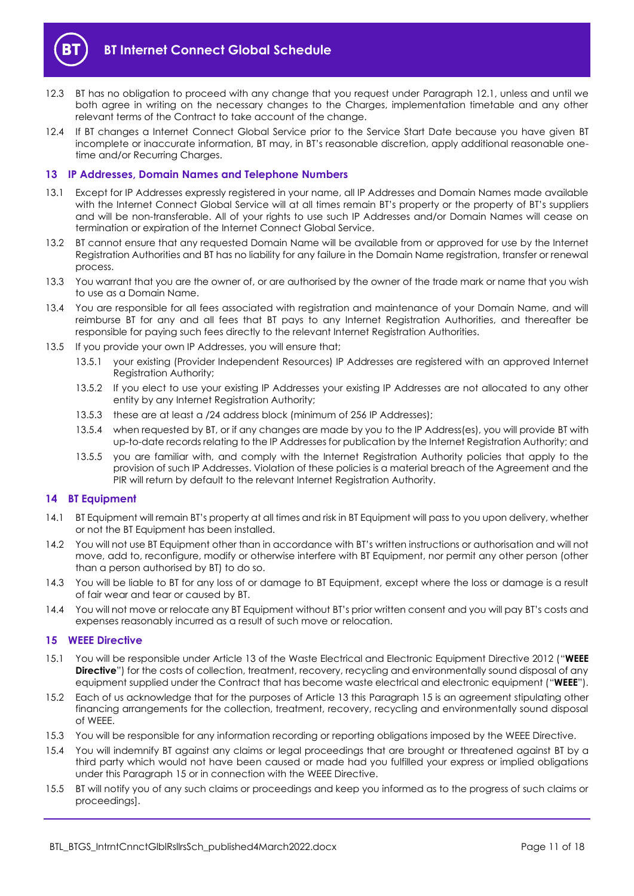12.3 BT has no obligation to proceed with any change that you request under Paragraph 12.1, unless and until we both agree in writing on the necessary changes to the Charges, implementation timetable and any other relevant terms of the Contract to take account of the change.

12.4 If BT changes a Internet Connect Global Service prior to the Service Start Date because you have given BT incomplete or inaccurate information, BT may, in BT's reasonable discretion, apply additional reasonable one-time and/or Recurring Charges.

## 13 IP Addresses, Domain Names and Telephone Numbers

13.1 Except for IP Addresses expressly registered in your name, all IP Addresses and Domain Names made available with the Internet Connect Global Service will at all times remain BT's property or the property of BT's suppliers and will be non-transferable. All of your rights to use such IP Addresses and/or Domain Names will cease on termination or expiration of the Internet Connect Global Service.

13.2 BT cannot ensure that any requested Domain Name will be available from or approved for use by the Internet Registration Authorities and BT has no liability for any failure in the Domain Name registration, transfer or renewal process.

13.3 You warrant that you are the owner of, or are authorised by the owner of the trade mark or name that you wish to use as a Domain Name.

13.4 You are responsible for all fees associated with registration and maintenance of your Domain Name, and will reimburse BT for any and all fees that BT pays to any Internet Registration Authorities, and thereafter be responsible for paying such fees directly to the relevant Internet Registration Authorities.

13.5 If you provide your own IP Addresses, you will ensure that;

13.5.1 your existing (Provider Independent Resources) IP Addresses are registered with an approved Internet Registration Authority;

13.5.2 If you elect to use your existing IP Addresses your existing IP Addresses are not allocated to any other entity by any Internet Registration Authority;

13.5.3 these are at least a /24 address block (minimum of 256 IP Addresses);

13.5.4 when requested by BT, or if any changes are made by you to the IP Address(es), you will provide BT with up-to-date records relating to the IP Addresses for publication by the Internet Registration Authority; and

13.5.5 you are familiar with, and comply with the Internet Registration Authority policies that apply to the provision of such IP Addresses. Violation of these policies is a material breach of the Agreement and the PIR will return by default to the relevant Internet Registration Authority.

## 14 BT Equipment

14.1 BT Equipment will remain BT's property at all times and risk in BT Equipment will pass to you upon delivery, whether or not the BT Equipment has been installed.

14.2 You will not use BT Equipment other than in accordance with BT's written instructions or authorisation and will not move, add to, reconfigure, modify or otherwise interfere with BT Equipment, nor permit any other person (other than a person authorised by BT) to do so.

14.3 You will be liable to BT for any loss of or damage to BT Equipment, except where the loss or damage is a result of fair wear and tear or caused by BT.

14.4 You will not move or relocate any BT Equipment without BT's prior written consent and you will pay BT's costs and expenses reasonably incurred as a result of such move or relocation.

## 15 WEEE Directive

15.1 You will be responsible under Article 13 of the Waste Electrical and Electronic Equipment Directive 2012 ("**WEEE Directive**") for the costs of collection, treatment, recovery, recycling and environmentally sound disposal of any equipment supplied under the Contract that has become waste electrical and electronic equipment ("**WEEE**").

15.2 Each of us acknowledge that for the purposes of Article 13 this Paragraph 15 is an agreement stipulating other financing arrangements for the collection, treatment, recovery, recycling and environmentally sound disposal of WEEE.

15.3 You will be responsible for any information recording or reporting obligations imposed by the WEEE Directive.

15.4 You will indemnify BT against any claims or legal proceedings that are brought or threatened against BT by a third party which would not have been caused or made had you fulfilled your express or implied obligations under this Paragraph 15 or in connection with the WEEE Directive.

15.5 BT will notify you of any such claims or proceedings and keep you informed as to the progress of such claims or proceedings].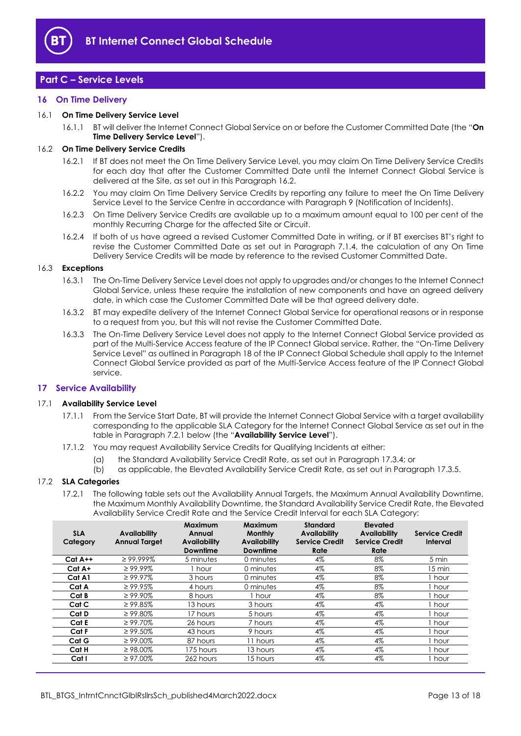## Part C – Service Levels

### 16 On Time Delivery

16.1 **On Time Delivery Service Level**

16.1.1 BT will deliver the Internet Connect Global Service on or before the Customer Committed Date (the "**On Time Delivery Service Level**").

16.2 **On Time Delivery Service Credits**

16.2.1 If BT does not meet the On Time Delivery Service Level, you may claim On Time Delivery Service Credits for each day that after the Customer Committed Date until the Internet Connect Global Service is delivered at the Site, as set out in this Paragraph 16.2.

16.2.2 You may claim On Time Delivery Service Credits by reporting any failure to meet the On Time Delivery Service Level to the Service Centre in accordance with Paragraph 9 (Notification of Incidents).

16.2.3 On Time Delivery Service Credits are available up to a maximum amount equal to 100 per cent of the monthly Recurring Charge for the affected Site or Circuit.

16.2.4 If both of us have agreed a revised Customer Committed Date in writing, or if BT exercises BT's right to revise the Customer Committed Date as set out in Paragraph 7.1.4, the calculation of any On Time Delivery Service Credits will be made by reference to the revised Customer Committed Date.

16.3 **Exceptions**

16.3.1 The On-Time Delivery Service Level does not apply to upgrades and/or changes to the Internet Connect Global Service, unless these require the installation of new components and have an agreed delivery date, in which case the Customer Committed Date will be that agreed delivery date.

16.3.2 BT may expedite delivery of the Internet Connect Global Service for operational reasons or in response to a request from you, but this will not revise the Customer Committed Date.

16.3.3 The On-Time Delivery Service Level does not apply to the Internet Connect Global Service provided as part of the Multi-Service Access feature of the IP Connect Global service. Rather, the "On-Time Delivery Service Level" as outlined in Paragraph 18 of the IP Connect Global Schedule shall apply to the Internet Connect Global Service provided as part of the Multi-Service Access feature of the IP Connect Global service.

### 17 Service Availability

17.1 **Availability Service Level**

17.1.1 From the Service Start Date, BT will provide the Internet Connect Global Service with a target availability corresponding to the applicable SLA Category for the Internet Connect Global Service as set out in the table in Paragraph 7.2.1 below (the "**Availability Service Level**").

17.1.2 You may request Availability Service Credits for Qualifying Incidents at either:

(a) the Standard Availability Service Credit Rate, as set out in Paragraph 17.3.4; or

(b) as applicable, the Elevated Availability Service Credit Rate, as set out in Paragraph 17.3.5.

17.2 **SLA Categories**

17.2.1 The following table sets out the Availability Annual Targets, the Maximum Annual Availability Downtime, the Maximum Monthly Availability Downtime, the Standard Availability Service Credit Rate, the Elevated Availability Service Credit Rate and the Service Credit Interval for each SLA Category:

| SLA Category | Availability Annual Target | Maximum Annual Availability Downtime | Maximum Monthly Availability Downtime | Standard Availability Service Credit Rate | Elevated Availability Service Credit Rate | Service Credit Interval |
|---|---|---|---|---|---|---|
| Cat A++ | ≥ 99.999% | 5 minutes | 0 minutes | 4% | 8% | 5 min |
| Cat A+ | ≥ 99.99% | 1 hour | 0 minutes | 4% | 8% | 15 min |
| Cat A1 | ≥ 99.97% | 3 hours | 0 minutes | 4% | 8% | 1 hour |
| Cat A | ≥ 99.95% | 4 hours | 0 minutes | 4% | 8% | 1 hour |
| Cat B | ≥ 99.90% | 8 hours | 1 hour | 4% | 8% | 1 hour |
| Cat C | ≥ 99.85% | 13 hours | 3 hours | 4% | 4% | 1 hour |
| Cat D | ≥ 99.80% | 17 hours | 5 hours | 4% | 4% | 1 hour |
| Cat E | ≥ 99.70% | 26 hours | 7 hours | 4% | 4% | 1 hour |
| Cat F | ≥ 99.50% | 43 hours | 9 hours | 4% | 4% | 1 hour |
| Cat G | ≥ 99.00% | 87 hours | 11 hours | 4% | 4% | 1 hour |
| Cat H | ≥ 98.00% | 175 hours | 13 hours | 4% | 4% | 1 hour |
| Cat I | ≥ 97.00% | 262 hours | 15 hours | 4% | 4% | 1 hour |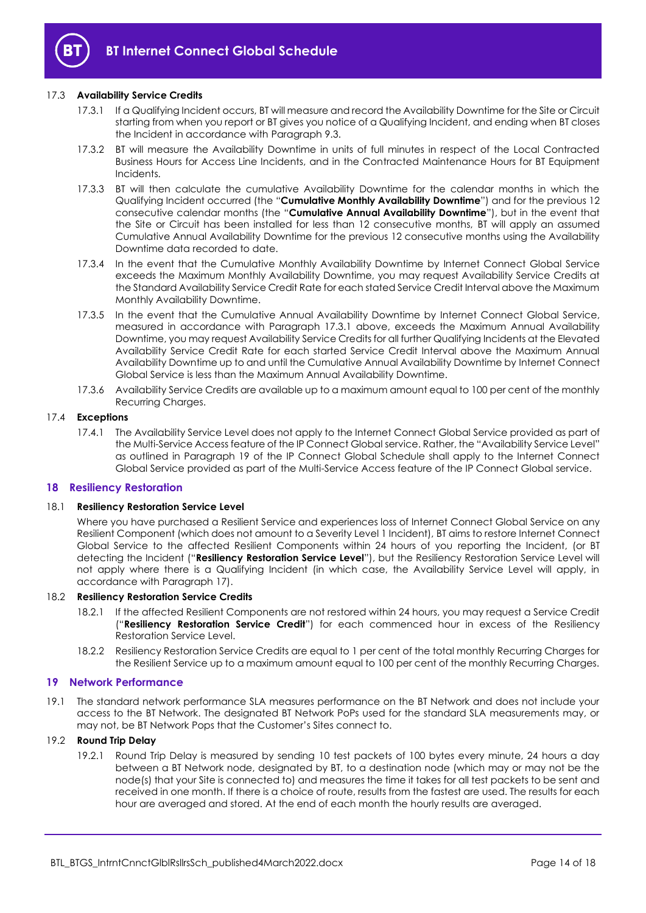17.3 **Availability Service Credits**

17.3.1 If a Qualifying Incident occurs, BT will measure and record the Availability Downtime for the Site or Circuit starting from when you report or BT gives you notice of a Qualifying Incident, and ending when BT closes the Incident in accordance with Paragraph 9.3.

17.3.2 BT will measure the Availability Downtime in units of full minutes in respect of the Local Contracted Business Hours for Access Line Incidents, and in the Contracted Maintenance Hours for BT Equipment Incidents.

17.3.3 BT will then calculate the cumulative Availability Downtime for the calendar months in which the Qualifying Incident occurred (the "**Cumulative Monthly Availability Downtime**") and for the previous 12 consecutive calendar months (the "**Cumulative Annual Availability Downtime**"), but in the event that the Site or Circuit has been installed for less than 12 consecutive months, BT will apply an assumed Cumulative Annual Availability Downtime for the previous 12 consecutive months using the Availability Downtime data recorded to date.

17.3.4 In the event that the Cumulative Monthly Availability Downtime by Internet Connect Global Service exceeds the Maximum Monthly Availability Downtime, you may request Availability Service Credits at the Standard Availability Service Credit Rate for each stated Service Credit Interval above the Maximum Monthly Availability Downtime.

17.3.5 In the event that the Cumulative Annual Availability Downtime by Internet Connect Global Service, measured in accordance with Paragraph 17.3.1 above, exceeds the Maximum Annual Availability Downtime, you may request Availability Service Credits for all further Qualifying Incidents at the Elevated Availability Service Credit Rate for each started Service Credit Interval above the Maximum Annual Availability Downtime up to and until the Cumulative Annual Availability Downtime by Internet Connect Global Service is less than the Maximum Annual Availability Downtime.

17.3.6 Availability Service Credits are available up to a maximum amount equal to 100 per cent of the monthly Recurring Charges.

17.4 **Exceptions**

17.4.1 The Availability Service Level does not apply to the Internet Connect Global Service provided as part of the Multi-Service Access feature of the IP Connect Global service. Rather, the "Availability Service Level" as outlined in Paragraph 19 of the IP Connect Global Schedule shall apply to the Internet Connect Global Service provided as part of the Multi-Service Access feature of the IP Connect Global service.

## 18 Resiliency Restoration

18.1 **Resiliency Restoration Service Level**

Where you have purchased a Resilient Service and experiences loss of Internet Connect Global Service on any Resilient Component (which does not amount to a Severity Level 1 Incident), BT aims to restore Internet Connect Global Service to the affected Resilient Components within 24 hours of you reporting the Incident, (or BT detecting the Incident ("**Resiliency Restoration Service Level**"), but the Resiliency Restoration Service Level will not apply where there is a Qualifying Incident (in which case, the Availability Service Level will apply, in accordance with Paragraph 17).

18.2 **Resiliency Restoration Service Credits**

18.2.1 If the affected Resilient Components are not restored within 24 hours, you may request a Service Credit ("**Resiliency Restoration Service Credit**") for each commenced hour in excess of the Resiliency Restoration Service Level.

18.2.2 Resiliency Restoration Service Credits are equal to 1 per cent of the total monthly Recurring Charges for the Resilient Service up to a maximum amount equal to 100 per cent of the monthly Recurring Charges.

## 19 Network Performance

19.1 The standard network performance SLA measures performance on the BT Network and does not include your access to the BT Network. The designated BT Network PoPs used for the standard SLA measurements may, or may not, be BT Network Pops that the Customer's Sites connect to.

19.2 **Round Trip Delay**

19.2.1 Round Trip Delay is measured by sending 10 test packets of 100 bytes every minute, 24 hours a day between a BT Network node, designated by BT, to a destination node (which may or may not be the node(s) that your Site is connected to) and measures the time it takes for all test packets to be sent and received in one month. If there is a choice of route, results from the fastest are used. The results for each hour are averaged and stored. At the end of each month the hourly results are averaged.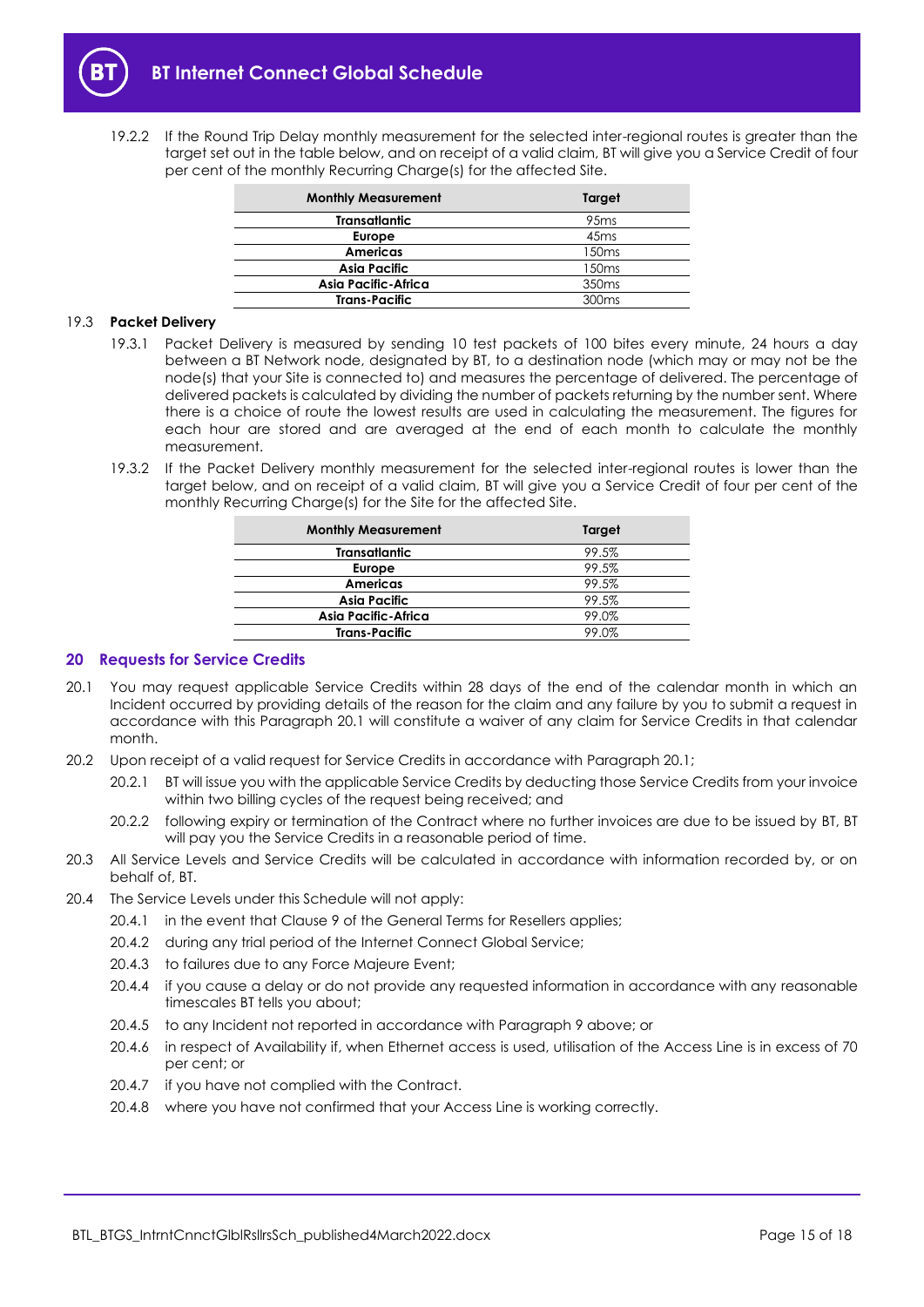19.2.2 If the Round Trip Delay monthly measurement for the selected inter-regional routes is greater than the target set out in the table below, and on receipt of a valid claim, BT will give you a Service Credit of four per cent of the monthly Recurring Charge(s) for the affected Site.

| Monthly Measurement | Target |
|---|---|
| **Transatlantic** | 95ms |
| **Europe** | 45ms |
| **Americas** | 150ms |
| **Asia Pacific** | 150ms |
| **Asia Pacific-Africa** | 350ms |
| **Trans-Pacific** | 300ms |

19.3 **Packet Delivery**

19.3.1 Packet Delivery is measured by sending 10 test packets of 100 bites every minute, 24 hours a day between a BT Network node, designated by BT, to a destination node (which may or may not be the node(s) that your Site is connected to) and measures the percentage of delivered. The percentage of delivered packets is calculated by dividing the number of packets returning by the number sent. Where there is a choice of route the lowest results are used in calculating the measurement. The figures for each hour are stored and are averaged at the end of each month to calculate the monthly measurement.

19.3.2 If the Packet Delivery monthly measurement for the selected inter-regional routes is lower than the target below, and on receipt of a valid claim, BT will give you a Service Credit of four per cent of the monthly Recurring Charge(s) for the Site for the affected Site.

| Monthly Measurement | Target |
|---|---|
| **Transatlantic** | 99.5% |
| **Europe** | 99.5% |
| **Americas** | 99.5% |
| **Asia Pacific** | 99.5% |
| **Asia Pacific-Africa** | 99.0% |
| **Trans-Pacific** | 99.0% |

## 20 Requests for Service Credits

20.1 You may request applicable Service Credits within 28 days of the end of the calendar month in which an Incident occurred by providing details of the reason for the claim and any failure by you to submit a request in accordance with this Paragraph 20.1 will constitute a waiver of any claim for Service Credits in that calendar month.

20.2 Upon receipt of a valid request for Service Credits in accordance with Paragraph 20.1;

20.2.1 BT will issue you with the applicable Service Credits by deducting those Service Credits from your invoice within two billing cycles of the request being received; and

20.2.2 following expiry or termination of the Contract where no further invoices are due to be issued by BT, BT will pay you the Service Credits in a reasonable period of time.

20.3 All Service Levels and Service Credits will be calculated in accordance with information recorded by, or on behalf of, BT.

20.4 The Service Levels under this Schedule will not apply:

20.4.1 in the event that Clause 9 of the General Terms for Resellers applies;

20.4.2 during any trial period of the Internet Connect Global Service;

20.4.3 to failures due to any Force Majeure Event;

20.4.4 if you cause a delay or do not provide any requested information in accordance with any reasonable timescales BT tells you about;

20.4.5 to any Incident not reported in accordance with Paragraph 9 above; or

20.4.6 in respect of Availability if, when Ethernet access is used, utilisation of the Access Line is in excess of 70 per cent; or

20.4.7 if you have not complied with the Contract.

20.4.8 where you have not confirmed that your Access Line is working correctly.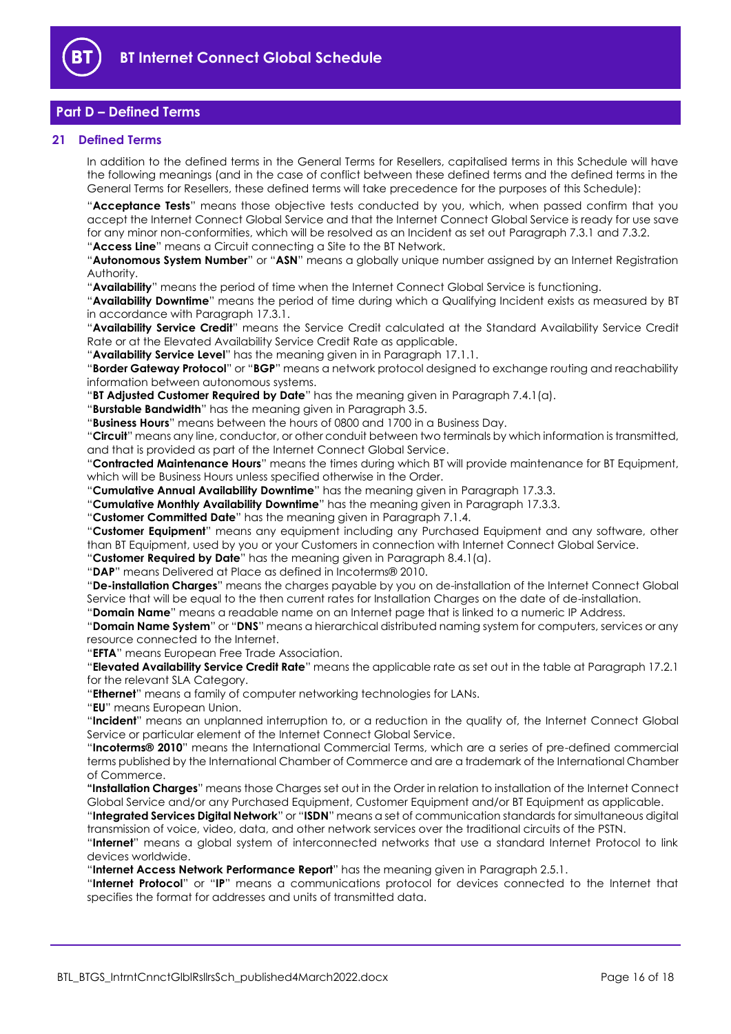## Part D – Defined Terms

### 21 Defined Terms

In addition to the defined terms in the General Terms for Resellers, capitalised terms in this Schedule will have the following meanings (and in the case of conflict between these defined terms and the defined terms in the General Terms for Resellers, these defined terms will take precedence for the purposes of this Schedule):

"**Acceptance Tests**" means those objective tests conducted by you, which, when passed confirm that you accept the Internet Connect Global Service and that the Internet Connect Global Service is ready for use save for any minor non-conformities, which will be resolved as an Incident as set out Paragraph 7.3.1 and 7.3.2.

"**Access Line**" means a Circuit connecting a Site to the BT Network.

"**Autonomous System Number**" or "**ASN**" means a globally unique number assigned by an Internet Registration Authority.

"**Availability**" means the period of time when the Internet Connect Global Service is functioning.

"**Availability Downtime**" means the period of time during which a Qualifying Incident exists as measured by BT in accordance with Paragraph 17.3.1.

"**Availability Service Credit**" means the Service Credit calculated at the Standard Availability Service Credit Rate or at the Elevated Availability Service Credit Rate as applicable.

"**Availability Service Level**" has the meaning given in in Paragraph 17.1.1.

"**Border Gateway Protocol**" or "**BGP**" means a network protocol designed to exchange routing and reachability information between autonomous systems.

"**BT Adjusted Customer Required by Date**" has the meaning given in Paragraph 7.4.1(a).

"**Burstable Bandwidth**" has the meaning given in Paragraph 3.5.

"**Business Hours**" means between the hours of 0800 and 1700 in a Business Day.

"**Circuit**" means any line, conductor, or other conduit between two terminals by which information is transmitted, and that is provided as part of the Internet Connect Global Service.

"**Contracted Maintenance Hours**" means the times during which BT will provide maintenance for BT Equipment, which will be Business Hours unless specified otherwise in the Order.

"**Cumulative Annual Availability Downtime**" has the meaning given in Paragraph 17.3.3.

"**Cumulative Monthly Availability Downtime**" has the meaning given in Paragraph 17.3.3.

"**Customer Committed Date**" has the meaning given in Paragraph 7.1.4.

"**Customer Equipment**" means any equipment including any Purchased Equipment and any software, other than BT Equipment, used by you or your Customers in connection with Internet Connect Global Service.

"**Customer Required by Date**" has the meaning given in Paragraph 8.4.1(a).

"**DAP**" means Delivered at Place as defined in Incoterms® 2010.

"**De-installation Charges**" means the charges payable by you on de-installation of the Internet Connect Global Service that will be equal to the then current rates for Installation Charges on the date of de-installation.

"**Domain Name**" means a readable name on an Internet page that is linked to a numeric IP Address.

"**Domain Name System**" or "**DNS**" means a hierarchical distributed naming system for computers, services or any resource connected to the Internet.

"**EFTA**" means European Free Trade Association.

"**Elevated Availability Service Credit Rate**" means the applicable rate as set out in the table at Paragraph 17.2.1 for the relevant SLA Category.

"**Ethernet**" means a family of computer networking technologies for LANs.

"**EU**" means European Union.

"**Incident**" means an unplanned interruption to, or a reduction in the quality of, the Internet Connect Global Service or particular element of the Internet Connect Global Service.

"**Incoterms® 2010**" means the International Commercial Terms, which are a series of pre-defined commercial terms published by the International Chamber of Commerce and are a trademark of the International Chamber of Commerce.

"**Installation Charges**" means those Charges set out in the Order in relation to installation of the Internet Connect Global Service and/or any Purchased Equipment, Customer Equipment and/or BT Equipment as applicable.

"**Integrated Services Digital Network**" or "**ISDN**" means a set of communication standards for simultaneous digital transmission of voice, video, data, and other network services over the traditional circuits of the PSTN.

"**Internet**" means a global system of interconnected networks that use a standard Internet Protocol to link devices worldwide.

"**Internet Access Network Performance Report**" has the meaning given in Paragraph 2.5.1.

"**Internet Protocol**" or "**IP**" means a communications protocol for devices connected to the Internet that specifies the format for addresses and units of transmitted data.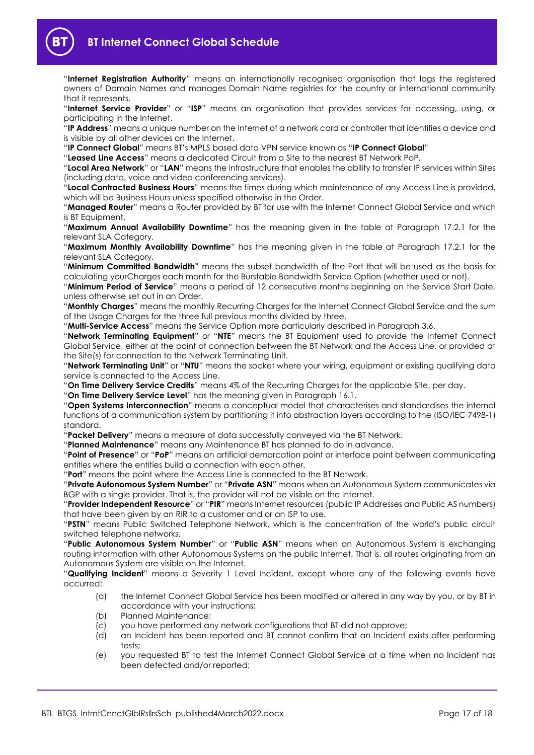"**Internet Registration Authority**" means an internationally recognised organisation that logs the registered owners of Domain Names and manages Domain Name registries for the country or international community that it represents.

"**Internet Service Provider**" or "**ISP**" means an organisation that provides services for accessing, using, or participating in the Internet.

"**IP Address**" means a unique number on the Internet of a network card or controller that identifies a device and is visible by all other devices on the Internet.

"**IP Connect Global**" means BT's MPLS based data VPN service known as "**IP Connect Global**"

"**Leased Line Access**" means a dedicated Circuit from a Site to the nearest BT Network PoP.

"**Local Area Network**" or "**LAN**" means the infrastructure that enables the ability to transfer IP services within Sites (including data, voice and video conferencing services).

"**Local Contracted Business Hours**" means the times during which maintenance of any Access Line is provided, which will be Business Hours unless specified otherwise in the Order.

"**Managed Router**" means a Router provided by BT for use with the Internet Connect Global Service and which is BT Equipment.

"**Maximum Annual Availability Downtime**" has the meaning given in the table at Paragraph 17.2.1 for the relevant SLA Category.

"**Maximum Monthly Availability Downtime**" has the meaning given in the table at Paragraph 17.2.1 for the relevant SLA Category.

"**Minimum Committed Bandwidth**" means the subset bandwidth of the Port that will be used as the basis for calculating yourCharges each month for the Burstable Bandwidth Service Option (whether used or not).

"**Minimum Period of Service**" means a period of 12 consecutive months beginning on the Service Start Date, unless otherwise set out in an Order.

"**Monthly Charges**" means the monthly Recurring Charges for the Internet Connect Global Service and the sum of the Usage Charges for the three full previous months divided by three.

"**Multi-Service Access**" means the Service Option more particularly described in Paragraph 3.6.

"**Network Terminating Equipment**" or "**NTE**" means the BT Equipment used to provide the Internet Connect Global Service, either at the point of connection between the BT Network and the Access Line, or provided at the Site(s) for connection to the Network Terminating Unit.

"**Network Terminating Unit**" or "**NTU**" means the socket where your wiring, equipment or existing qualifying data service is connected to the Access Line.

"**On Time Delivery Service Credits**" means 4% of the Recurring Charges for the applicable Site, per day.

"**On Time Delivery Service Level**" has the meaning given in Paragraph 16.1.

"**Open Systems Interconnection**" means a conceptual model that characterises and standardises the internal functions of a communication system by partitioning it into abstraction layers according to the (ISO/IEC 7498-1) standard.

"**Packet Delivery**" means a measure of data successfully conveyed via the BT Network.

"**Planned Maintenance**" means any Maintenance BT has planned to do in advance.

"**Point of Presence**" or "**PoP**" means an artificial demarcation point or interface point between communicating entities where the entities build a connection with each other.

"**Port**" means the point where the Access Line is connected to the BT Network.

"**Private Autonomous System Number**" or "**Private ASN**" means when an Autonomous System communicates via BGP with a single provider. That is, the provider will not be visible on the Internet.

"**Provider Independent Resource**" or "**PIR**" means Internet resources (public IP Addresses and Public AS numbers) that have been given by an RIR to a customer and or an ISP to use.

"**PSTN**" means Public Switched Telephone Network, which is the concentration of the world's public circuit switched telephone networks.

"**Public Autonomous System Number**" or "**Public ASN**" means when an Autonomous System is exchanging routing information with other Autonomous Systems on the public Internet. That is, all routes originating from an Autonomous System are visible on the Internet.

"**Qualifying Incident**" means a Severity 1 Level Incident, except where any of the following events have occurred:

(a) the Internet Connect Global Service has been modified or altered in any way by you, or by BT in accordance with your instructions;

(b) Planned Maintenance;

(c) you have performed any network configurations that BT did not approve;

(d) an Incident has been reported and BT cannot confirm that an Incident exists after performing tests;

(e) you requested BT to test the Internet Connect Global Service at a time when no Incident has been detected and/or reported;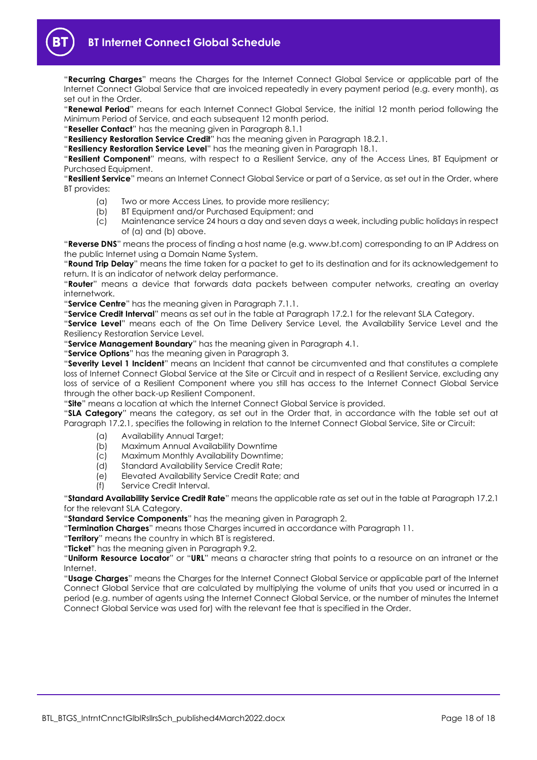"**Recurring Charges**" means the Charges for the Internet Connect Global Service or applicable part of the Internet Connect Global Service that are invoiced repeatedly in every payment period (e.g. every month), as set out in the Order.

"**Renewal Period**" means for each Internet Connect Global Service, the initial 12 month period following the Minimum Period of Service, and each subsequent 12 month period.

"**Reseller Contact**" has the meaning given in Paragraph 8.1.1

"**Resiliency Restoration Service Credit**" has the meaning given in Paragraph 18.2.1.

"**Resiliency Restoration Service Level**" has the meaning given in Paragraph 18.1.

"**Resilient Component**" means, with respect to a Resilient Service, any of the Access Lines, BT Equipment or Purchased Equipment.

"**Resilient Service**" means an Internet Connect Global Service or part of a Service, as set out in the Order, where BT provides:

(a) Two or more Access Lines, to provide more resiliency;
(b) BT Equipment and/or Purchased Equipment; and
(c) Maintenance service 24 hours a day and seven days a week, including public holidays in respect of (a) and (b) above.

"**Reverse DNS**" means the process of finding a host name (e.g. www.bt.com) corresponding to an IP Address on the public Internet using a Domain Name System.

"**Round Trip Delay**" means the time taken for a packet to get to its destination and for its acknowledgement to return. It is an indicator of network delay performance.

"**Router**" means a device that forwards data packets between computer networks, creating an overlay internetwork.

"**Service Centre**" has the meaning given in Paragraph 7.1.1.

"**Service Credit Interval**" means as set out in the table at Paragraph 17.2.1 for the relevant SLA Category.

"**Service Level**" means each of the On Time Delivery Service Level, the Availability Service Level and the Resiliency Restoration Service Level.

"**Service Management Boundary**" has the meaning given in Paragraph 4.1.

"**Service Options**" has the meaning given in Paragraph 3.

"**Severity Level 1 Incident**" means an Incident that cannot be circumvented and that constitutes a complete loss of Internet Connect Global Service at the Site or Circuit and in respect of a Resilient Service, excluding any loss of service of a Resilient Component where you still has access to the Internet Connect Global Service through the other back-up Resilient Component.

"**Site**" means a location at which the Internet Connect Global Service is provided.

"**SLA Category**" means the category, as set out in the Order that, in accordance with the table set out at Paragraph 17.2.1, specifies the following in relation to the Internet Connect Global Service, Site or Circuit:

(a) Availability Annual Target;
(b) Maximum Annual Availability Downtime
(c) Maximum Monthly Availability Downtime;
(d) Standard Availability Service Credit Rate;
(e) Elevated Availability Service Credit Rate; and
(f) Service Credit Interval.

"**Standard Availability Service Credit Rate**" means the applicable rate as set out in the table at Paragraph 17.2.1 for the relevant SLA Category.

"**Standard Service Components**" has the meaning given in Paragraph 2.

"**Termination Charges**" means those Charges incurred in accordance with Paragraph 11.

"**Territory**" means the country in which BT is registered.

"**Ticket**" has the meaning given in Paragraph 9.2.

"**Uniform Resource Locator**" or "**URL**" means a character string that points to a resource on an intranet or the Internet.

"**Usage Charges**" means the Charges for the Internet Connect Global Service or applicable part of the Internet Connect Global Service that are calculated by multiplying the volume of units that you used or incurred in a period (e.g. number of agents using the Internet Connect Global Service, or the number of minutes the Internet Connect Global Service was used for) with the relevant fee that is specified in the Order.